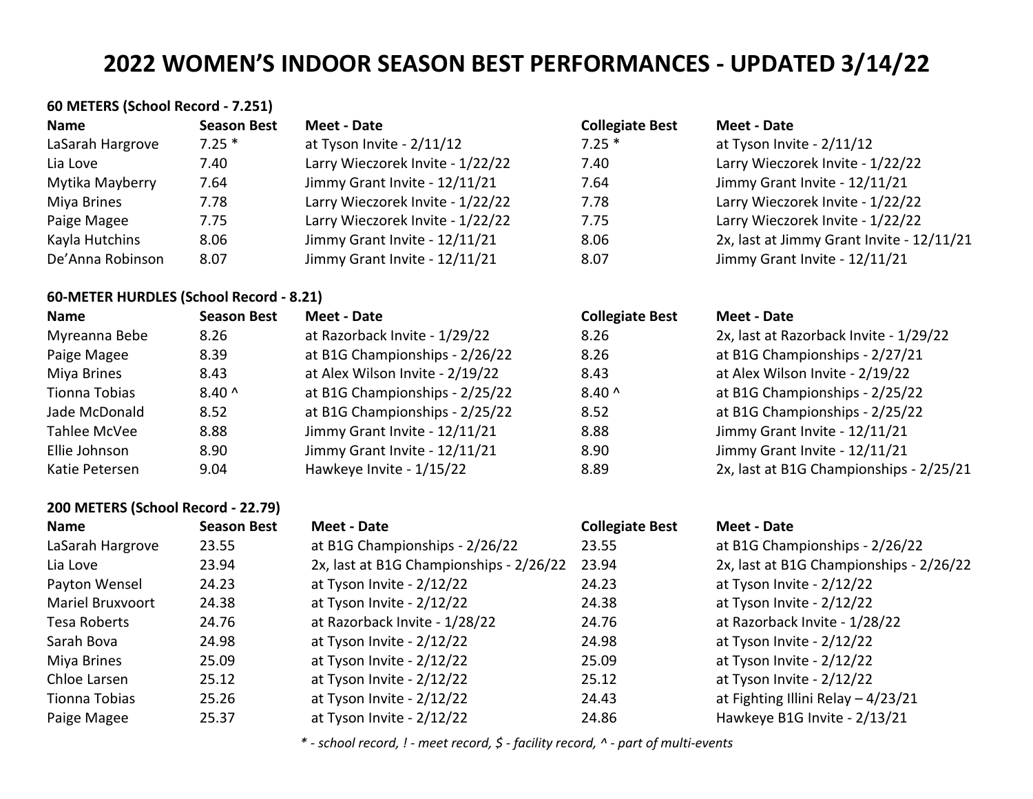# 2022 WOMEN'S INDOOR SEASON BEST PERFORMANCES - UPDATED 3/14/22

### 60 METERS (School Record - 7.251)

| Name | Season Best | Meet - Date | Collegiate Best | Meet - Date |
|---|---|---|---|---|
| LaSarah Hargrove | 7.25 * | at Tyson Invite - 2/11/12 | 7.25 * | at Tyson Invite - 2/11/12 |
| Lia Love | 7.40 | Larry Wieczorek Invite - 1/22/22 | 7.40 | Larry Wieczorek Invite - 1/22/22 |
| Mytika Mayberry | 7.64 | Jimmy Grant Invite - 12/11/21 | 7.64 | Jimmy Grant Invite - 12/11/21 |
| Miya Brines | 7.78 | Larry Wieczorek Invite - 1/22/22 | 7.78 | Larry Wieczorek Invite - 1/22/22 |
| Paige Magee | 7.75 | Larry Wieczorek Invite - 1/22/22 | 7.75 | Larry Wieczorek Invite - 1/22/22 |
| Kayla Hutchins | 8.06 | Jimmy Grant Invite - 12/11/21 | 8.06 | 2x, last at Jimmy Grant Invite - 12/11/21 |
| De'Anna Robinson | 8.07 | Jimmy Grant Invite - 12/11/21 | 8.07 | Jimmy Grant Invite - 12/11/21 |

### 60-METER HURDLES (School Record - 8.21)

| Name | Season Best | Meet - Date | Collegiate Best | Meet - Date |
|---|---|---|---|---|
| Myreanna Bebe | 8.26 | at Razorback Invite - 1/29/22 | 8.26 | 2x, last at Razorback Invite - 1/29/22 |
| Paige Magee | 8.39 | at B1G Championships - 2/26/22 | 8.26 | at B1G Championships - 2/27/21 |
| Miya Brines | 8.43 | at Alex Wilson Invite - 2/19/22 | 8.43 | at Alex Wilson Invite - 2/19/22 |
| Tionna Tobias | 8.40 ^ | at B1G Championships - 2/25/22 | 8.40 ^ | at B1G Championships - 2/25/22 |
| Jade McDonald | 8.52 | at B1G Championships - 2/25/22 | 8.52 | at B1G Championships - 2/25/22 |
| Tahlee McVee | 8.88 | Jimmy Grant Invite - 12/11/21 | 8.88 | Jimmy Grant Invite - 12/11/21 |
| Ellie Johnson | 8.90 | Jimmy Grant Invite - 12/11/21 | 8.90 | Jimmy Grant Invite - 12/11/21 |
| Katie Petersen | 9.04 | Hawkeye Invite - 1/15/22 | 8.89 | 2x, last at B1G Championships - 2/25/21 |

### 200 METERS (School Record - 22.79)

| Name | Season Best | Meet - Date | Collegiate Best | Meet - Date |
|---|---|---|---|---|
| LaSarah Hargrove | 23.55 | at B1G Championships - 2/26/22 | 23.55 | at B1G Championships - 2/26/22 |
| Lia Love | 23.94 | 2x, last at B1G Championships - 2/26/22 | 23.94 | 2x, last at B1G Championships - 2/26/22 |
| Payton Wensel | 24.23 | at Tyson Invite - 2/12/22 | 24.23 | at Tyson Invite - 2/12/22 |
| Mariel Bruxvoort | 24.38 | at Tyson Invite - 2/12/22 | 24.38 | at Tyson Invite - 2/12/22 |
| Tesa Roberts | 24.76 | at Razorback Invite - 1/28/22 | 24.76 | at Razorback Invite - 1/28/22 |
| Sarah Bova | 24.98 | at Tyson Invite - 2/12/22 | 24.98 | at Tyson Invite - 2/12/22 |
| Miya Brines | 25.09 | at Tyson Invite - 2/12/22 | 25.09 | at Tyson Invite - 2/12/22 |
| Chloe Larsen | 25.12 | at Tyson Invite - 2/12/22 | 25.12 | at Tyson Invite - 2/12/22 |
| Tionna Tobias | 25.26 | at Tyson Invite - 2/12/22 | 24.43 | at Fighting Illini Relay – 4/23/21 |
| Paige Magee | 25.37 | at Tyson Invite - 2/12/22 | 24.86 | Hawkeye B1G Invite - 2/13/21 |

*\* - school record, ! - meet record, $ - facility record, ^ - part of multi-events*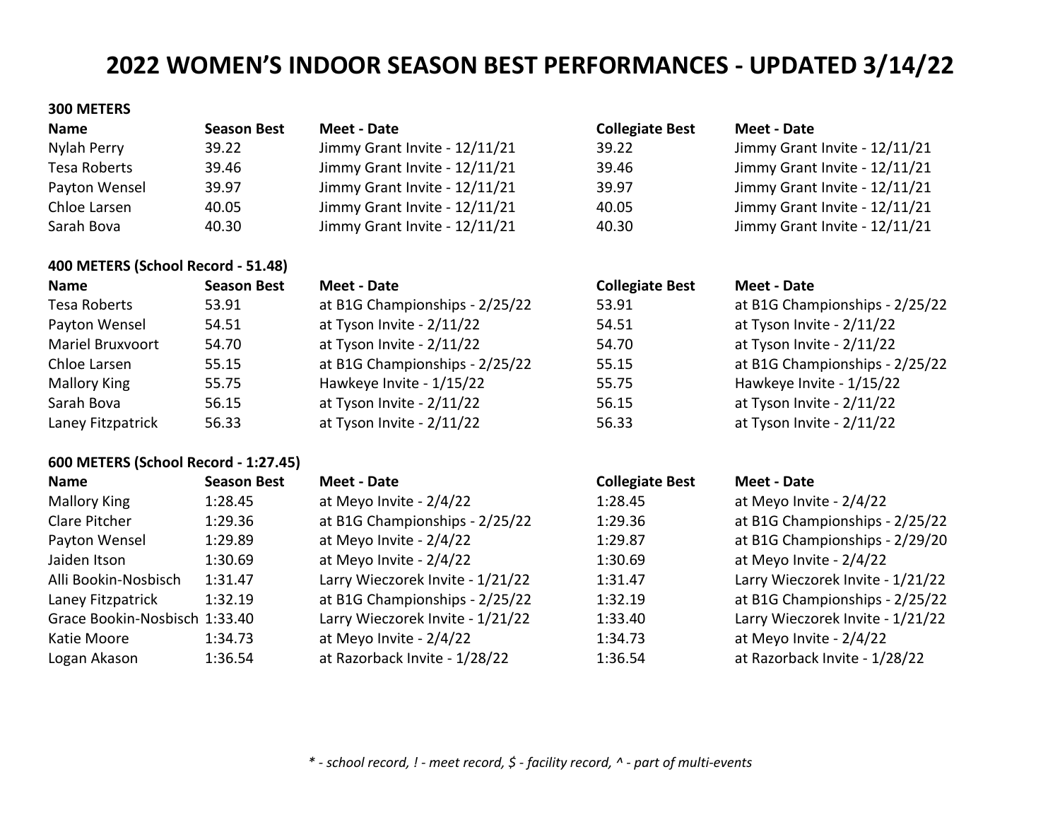# 2022 WOMEN'S INDOOR SEASON BEST PERFORMANCES - UPDATED 3/14/22

**300 METERS**

| Name | Season Best | Meet - Date | Collegiate Best | Meet - Date |
|---|---|---|---|---|
| Nylah Perry | 39.22 | Jimmy Grant Invite - 12/11/21 | 39.22 | Jimmy Grant Invite - 12/11/21 |
| Tesa Roberts | 39.46 | Jimmy Grant Invite - 12/11/21 | 39.46 | Jimmy Grant Invite - 12/11/21 |
| Payton Wensel | 39.97 | Jimmy Grant Invite - 12/11/21 | 39.97 | Jimmy Grant Invite - 12/11/21 |
| Chloe Larsen | 40.05 | Jimmy Grant Invite - 12/11/21 | 40.05 | Jimmy Grant Invite - 12/11/21 |
| Sarah Bova | 40.30 | Jimmy Grant Invite - 12/11/21 | 40.30 | Jimmy Grant Invite - 12/11/21 |

**400 METERS (School Record - 51.48)**

| Name | Season Best | Meet - Date | Collegiate Best | Meet - Date |
|---|---|---|---|---|
| Tesa Roberts | 53.91 | at B1G Championships - 2/25/22 | 53.91 | at B1G Championships - 2/25/22 |
| Payton Wensel | 54.51 | at Tyson Invite - 2/11/22 | 54.51 | at Tyson Invite - 2/11/22 |
| Mariel Bruxvoort | 54.70 | at Tyson Invite - 2/11/22 | 54.70 | at Tyson Invite - 2/11/22 |
| Chloe Larsen | 55.15 | at B1G Championships - 2/25/22 | 55.15 | at B1G Championships - 2/25/22 |
| Mallory King | 55.75 | Hawkeye Invite - 1/15/22 | 55.75 | Hawkeye Invite - 1/15/22 |
| Sarah Bova | 56.15 | at Tyson Invite - 2/11/22 | 56.15 | at Tyson Invite - 2/11/22 |
| Laney Fitzpatrick | 56.33 | at Tyson Invite - 2/11/22 | 56.33 | at Tyson Invite - 2/11/22 |

**600 METERS (School Record - 1:27.45)**

| Name | Season Best | Meet - Date | Collegiate Best | Meet - Date |
|---|---|---|---|---|
| Mallory King | 1:28.45 | at Meyo Invite - 2/4/22 | 1:28.45 | at Meyo Invite - 2/4/22 |
| Clare Pitcher | 1:29.36 | at B1G Championships - 2/25/22 | 1:29.36 | at B1G Championships - 2/25/22 |
| Payton Wensel | 1:29.89 | at Meyo Invite - 2/4/22 | 1:29.87 | at B1G Championships - 2/29/20 |
| Jaiden Itson | 1:30.69 | at Meyo Invite - 2/4/22 | 1:30.69 | at Meyo Invite - 2/4/22 |
| Alli Bookin-Nosbisch | 1:31.47 | Larry Wieczorek Invite - 1/21/22 | 1:31.47 | Larry Wieczorek Invite - 1/21/22 |
| Laney Fitzpatrick | 1:32.19 | at B1G Championships - 2/25/22 | 1:32.19 | at B1G Championships - 2/25/22 |
| Grace Bookin-Nosbisch | 1:33.40 | Larry Wieczorek Invite - 1/21/22 | 1:33.40 | Larry Wieczorek Invite - 1/21/22 |
| Katie Moore | 1:34.73 | at Meyo Invite - 2/4/22 | 1:34.73 | at Meyo Invite - 2/4/22 |
| Logan Akason | 1:36.54 | at Razorback Invite - 1/28/22 | 1:36.54 | at Razorback Invite - 1/28/22 |

*\* - school record, ! - meet record, $ - facility record, ^ - part of multi-events*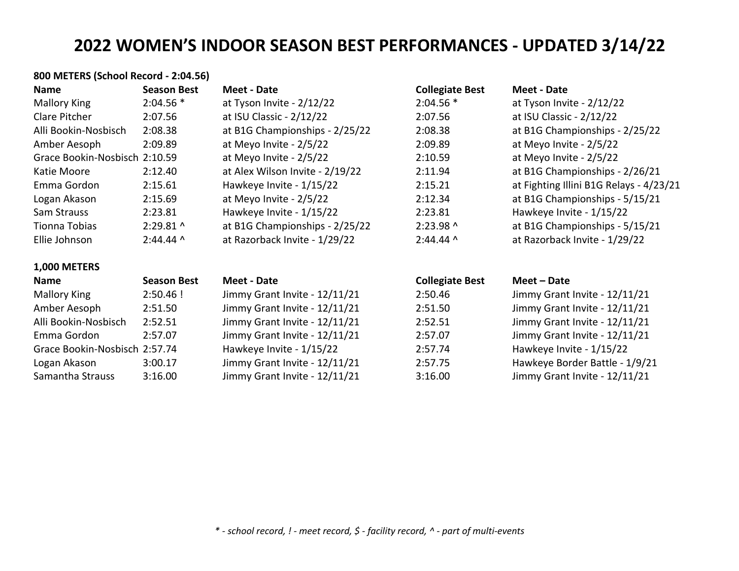# 2022 WOMEN'S INDOOR SEASON BEST PERFORMANCES - UPDATED 3/14/22

**800 METERS (School Record - 2:04.56)**

| Name | Season Best | Meet - Date | Collegiate Best | Meet - Date |
|---|---|---|---|---|
| Mallory King | 2:04.56 * | at Tyson Invite - 2/12/22 | 2:04.56 * | at Tyson Invite - 2/12/22 |
| Clare Pitcher | 2:07.56 | at ISU Classic - 2/12/22 | 2:07.56 | at ISU Classic - 2/12/22 |
| Alli Bookin-Nosbisch | 2:08.38 | at B1G Championships - 2/25/22 | 2:08.38 | at B1G Championships - 2/25/22 |
| Amber Aesoph | 2:09.89 | at Meyo Invite - 2/5/22 | 2:09.89 | at Meyo Invite - 2/5/22 |
| Grace Bookin-Nosbisch | 2:10.59 | at Meyo Invite - 2/5/22 | 2:10.59 | at Meyo Invite - 2/5/22 |
| Katie Moore | 2:12.40 | at Alex Wilson Invite - 2/19/22 | 2:11.94 | at B1G Championships - 2/26/21 |
| Emma Gordon | 2:15.61 | Hawkeye Invite - 1/15/22 | 2:15.21 | at Fighting Illini B1G Relays - 4/23/21 |
| Logan Akason | 2:15.69 | at Meyo Invite - 2/5/22 | 2:12.34 | at B1G Championships - 5/15/21 |
| Sam Strauss | 2:23.81 | Hawkeye Invite - 1/15/22 | 2:23.81 | Hawkeye Invite - 1/15/22 |
| Tionna Tobias | 2:29.81 ^ | at B1G Championships - 2/25/22 | 2:23.98 ^ | at B1G Championships - 5/15/21 |
| Ellie Johnson | 2:44.44 ^ | at Razorback Invite - 1/29/22 | 2:44.44 ^ | at Razorback Invite - 1/29/22 |

**1,000 METERS**

| Name | Season Best | Meet - Date | Collegiate Best | Meet – Date |
|---|---|---|---|---|
| Mallory King | 2:50.46 ! | Jimmy Grant Invite - 12/11/21 | 2:50.46 | Jimmy Grant Invite - 12/11/21 |
| Amber Aesoph | 2:51.50 | Jimmy Grant Invite - 12/11/21 | 2:51.50 | Jimmy Grant Invite - 12/11/21 |
| Alli Bookin-Nosbisch | 2:52.51 | Jimmy Grant Invite - 12/11/21 | 2:52.51 | Jimmy Grant Invite - 12/11/21 |
| Emma Gordon | 2:57.07 | Jimmy Grant Invite - 12/11/21 | 2:57.07 | Jimmy Grant Invite - 12/11/21 |
| Grace Bookin-Nosbisch | 2:57.74 | Hawkeye Invite - 1/15/22 | 2:57.74 | Hawkeye Invite - 1/15/22 |
| Logan Akason | 3:00.17 | Jimmy Grant Invite - 12/11/21 | 2:57.75 | Hawkeye Border Battle - 1/9/21 |
| Samantha Strauss | 3:16.00 | Jimmy Grant Invite - 12/11/21 | 3:16.00 | Jimmy Grant Invite - 12/11/21 |

*\* - school record, ! - meet record, $ - facility record, ^ - part of multi-events*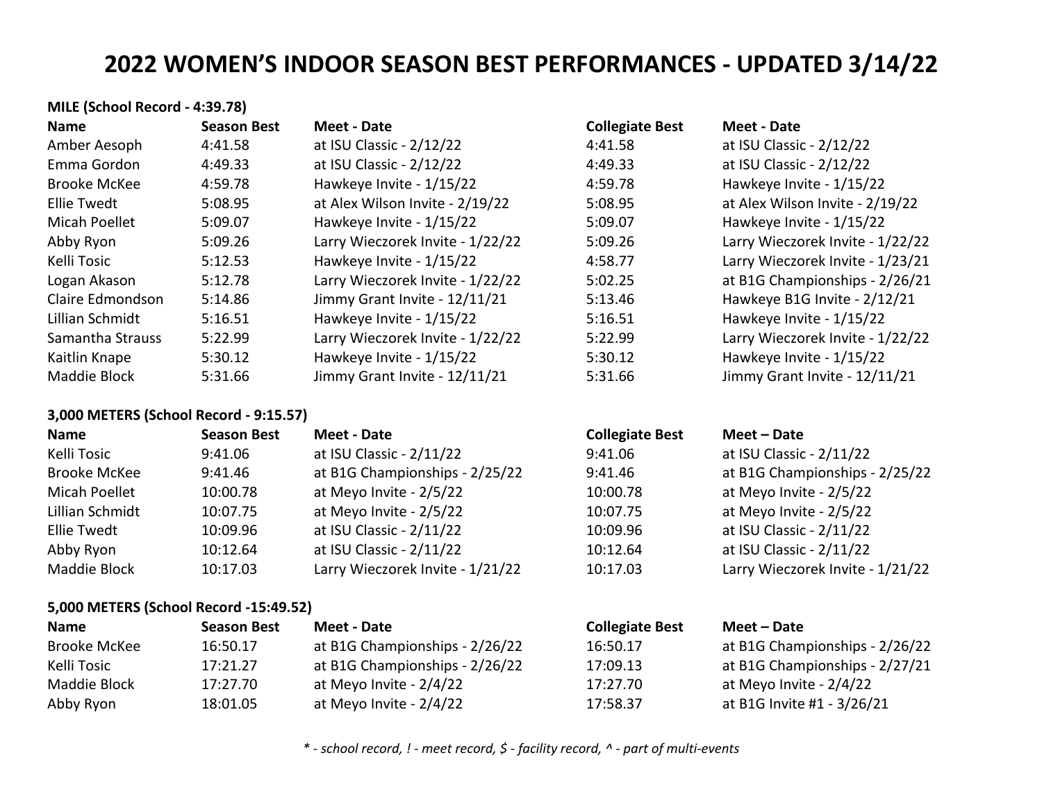# 2022 WOMEN'S INDOOR SEASON BEST PERFORMANCES - UPDATED 3/14/22

**MILE (School Record - 4:39.78)**

| Name | Season Best | Meet - Date | Collegiate Best | Meet - Date |
|---|---|---|---|---|
| Amber Aesoph | 4:41.58 | at ISU Classic - 2/12/22 | 4:41.58 | at ISU Classic - 2/12/22 |
| Emma Gordon | 4:49.33 | at ISU Classic - 2/12/22 | 4:49.33 | at ISU Classic - 2/12/22 |
| Brooke McKee | 4:59.78 | Hawkeye Invite - 1/15/22 | 4:59.78 | Hawkeye Invite - 1/15/22 |
| Ellie Twedt | 5:08.95 | at Alex Wilson Invite - 2/19/22 | 5:08.95 | at Alex Wilson Invite - 2/19/22 |
| Micah Poellet | 5:09.07 | Hawkeye Invite - 1/15/22 | 5:09.07 | Hawkeye Invite - 1/15/22 |
| Abby Ryon | 5:09.26 | Larry Wieczorek Invite - 1/22/22 | 5:09.26 | Larry Wieczorek Invite - 1/22/22 |
| Kelli Tosic | 5:12.53 | Hawkeye Invite - 1/15/22 | 4:58.77 | Larry Wieczorek Invite - 1/23/21 |
| Logan Akason | 5:12.78 | Larry Wieczorek Invite - 1/22/22 | 5:02.25 | at B1G Championships - 2/26/21 |
| Claire Edmondson | 5:14.86 | Jimmy Grant Invite - 12/11/21 | 5:13.46 | Hawkeye B1G Invite - 2/12/21 |
| Lillian Schmidt | 5:16.51 | Hawkeye Invite - 1/15/22 | 5:16.51 | Hawkeye Invite - 1/15/22 |
| Samantha Strauss | 5:22.99 | Larry Wieczorek Invite - 1/22/22 | 5:22.99 | Larry Wieczorek Invite - 1/22/22 |
| Kaitlin Knape | 5:30.12 | Hawkeye Invite - 1/15/22 | 5:30.12 | Hawkeye Invite - 1/15/22 |
| Maddie Block | 5:31.66 | Jimmy Grant Invite - 12/11/21 | 5:31.66 | Jimmy Grant Invite - 12/11/21 |

**3,000 METERS (School Record - 9:15.57)**

| Name | Season Best | Meet - Date | Collegiate Best | Meet – Date |
|---|---|---|---|---|
| Kelli Tosic | 9:41.06 | at ISU Classic - 2/11/22 | 9:41.06 | at ISU Classic - 2/11/22 |
| Brooke McKee | 9:41.46 | at B1G Championships - 2/25/22 | 9:41.46 | at B1G Championships - 2/25/22 |
| Micah Poellet | 10:00.78 | at Meyo Invite - 2/5/22 | 10:00.78 | at Meyo Invite - 2/5/22 |
| Lillian Schmidt | 10:07.75 | at Meyo Invite - 2/5/22 | 10:07.75 | at Meyo Invite - 2/5/22 |
| Ellie Twedt | 10:09.96 | at ISU Classic - 2/11/22 | 10:09.96 | at ISU Classic - 2/11/22 |
| Abby Ryon | 10:12.64 | at ISU Classic - 2/11/22 | 10:12.64 | at ISU Classic - 2/11/22 |
| Maddie Block | 10:17.03 | Larry Wieczorek Invite - 1/21/22 | 10:17.03 | Larry Wieczorek Invite - 1/21/22 |

**5,000 METERS (School Record -15:49.52)**

| Name | Season Best | Meet - Date | Collegiate Best | Meet – Date |
|---|---|---|---|---|
| Brooke McKee | 16:50.17 | at B1G Championships - 2/26/22 | 16:50.17 | at B1G Championships - 2/26/22 |
| Kelli Tosic | 17:21.27 | at B1G Championships - 2/26/22 | 17:09.13 | at B1G Championships - 2/27/21 |
| Maddie Block | 17:27.70 | at Meyo Invite - 2/4/22 | 17:27.70 | at Meyo Invite - 2/4/22 |
| Abby Ryon | 18:01.05 | at Meyo Invite - 2/4/22 | 17:58.37 | at B1G Invite #1 - 3/26/21 |

*\* - school record, ! - meet record, $ - facility record, ^ - part of multi-events*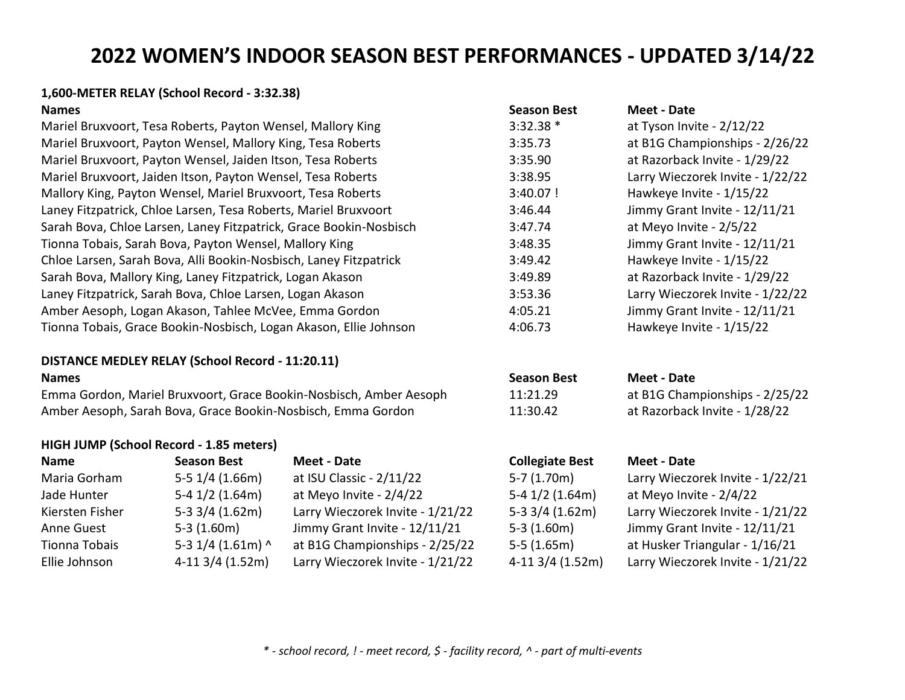# 2022 WOMEN'S INDOOR SEASON BEST PERFORMANCES - UPDATED 3/14/22

**1,600-METER RELAY (School Record - 3:32.38)**

| Names | Season Best | Meet - Date |
|---|---|---|
| Mariel Bruxvoort, Tesa Roberts, Payton Wensel, Mallory King | 3:32.38 * | at Tyson Invite - 2/12/22 |
| Mariel Bruxvoort, Payton Wensel, Mallory King, Tesa Roberts | 3:35.73 | at B1G Championships - 2/26/22 |
| Mariel Bruxvoort, Payton Wensel, Jaiden Itson, Tesa Roberts | 3:35.90 | at Razorback Invite - 1/29/22 |
| Mariel Bruxvoort, Jaiden Itson, Payton Wensel, Tesa Roberts | 3:38.95 | Larry Wieczorek Invite - 1/22/22 |
| Mallory King, Payton Wensel, Mariel Bruxvoort, Tesa Roberts | 3:40.07 ! | Hawkeye Invite - 1/15/22 |
| Laney Fitzpatrick, Chloe Larsen, Tesa Roberts, Mariel Bruxvoort | 3:46.44 | Jimmy Grant Invite - 12/11/21 |
| Sarah Bova, Chloe Larsen, Laney Fitzpatrick, Grace Bookin-Nosbisch | 3:47.74 | at Meyo Invite - 2/5/22 |
| Tionna Tobais, Sarah Bova, Payton Wensel, Mallory King | 3:48.35 | Jimmy Grant Invite - 12/11/21 |
| Chloe Larsen, Sarah Bova, Alli Bookin-Nosbisch, Laney Fitzpatrick | 3:49.42 | Hawkeye Invite - 1/15/22 |
| Sarah Bova, Mallory King, Laney Fitzpatrick, Logan Akason | 3:49.89 | at Razorback Invite - 1/29/22 |
| Laney Fitzpatrick, Sarah Bova, Chloe Larsen, Logan Akason | 3:53.36 | Larry Wieczorek Invite - 1/22/22 |
| Amber Aesoph, Logan Akason, Tahlee McVee, Emma Gordon | 4:05.21 | Jimmy Grant Invite - 12/11/21 |
| Tionna Tobais, Grace Bookin-Nosbisch, Logan Akason, Ellie Johnson | 4:06.73 | Hawkeye Invite - 1/15/22 |

**DISTANCE MEDLEY RELAY (School Record - 11:20.11)**

| Names | Season Best | Meet - Date |
|---|---|---|
| Emma Gordon, Mariel Bruxvoort, Grace Bookin-Nosbisch, Amber Aesoph | 11:21.29 | at B1G Championships - 2/25/22 |
| Amber Aesoph, Sarah Bova, Grace Bookin-Nosbisch, Emma Gordon | 11:30.42 | at Razorback Invite - 1/28/22 |

**HIGH JUMP (School Record - 1.85 meters)**

| Name | Season Best | Meet - Date | Collegiate Best | Meet - Date |
|---|---|---|---|---|
| Maria Gorham | 5-5 1/4 (1.66m) | at ISU Classic - 2/11/22 | 5-7 (1.70m) | Larry Wieczorek Invite - 1/22/21 |
| Jade Hunter | 5-4 1/2 (1.64m) | at Meyo Invite - 2/4/22 | 5-4 1/2 (1.64m) | at Meyo Invite - 2/4/22 |
| Kiersten Fisher | 5-3 3/4 (1.62m) | Larry Wieczorek Invite - 1/21/22 | 5-3 3/4 (1.62m) | Larry Wieczorek Invite - 1/21/22 |
| Anne Guest | 5-3 (1.60m) | Jimmy Grant Invite - 12/11/21 | 5-3 (1.60m) | Jimmy Grant Invite - 12/11/21 |
| Tionna Tobais | 5-3 1/4 (1.61m) ^ | at B1G Championships - 2/25/22 | 5-5 (1.65m) | at Husker Triangular - 1/16/21 |
| Ellie Johnson | 4-11 3/4 (1.52m) | Larry Wieczorek Invite - 1/21/22 | 4-11 3/4 (1.52m) | Larry Wieczorek Invite - 1/21/22 |

*\* - school record, ! - meet record, $ - facility record, ^ - part of multi-events*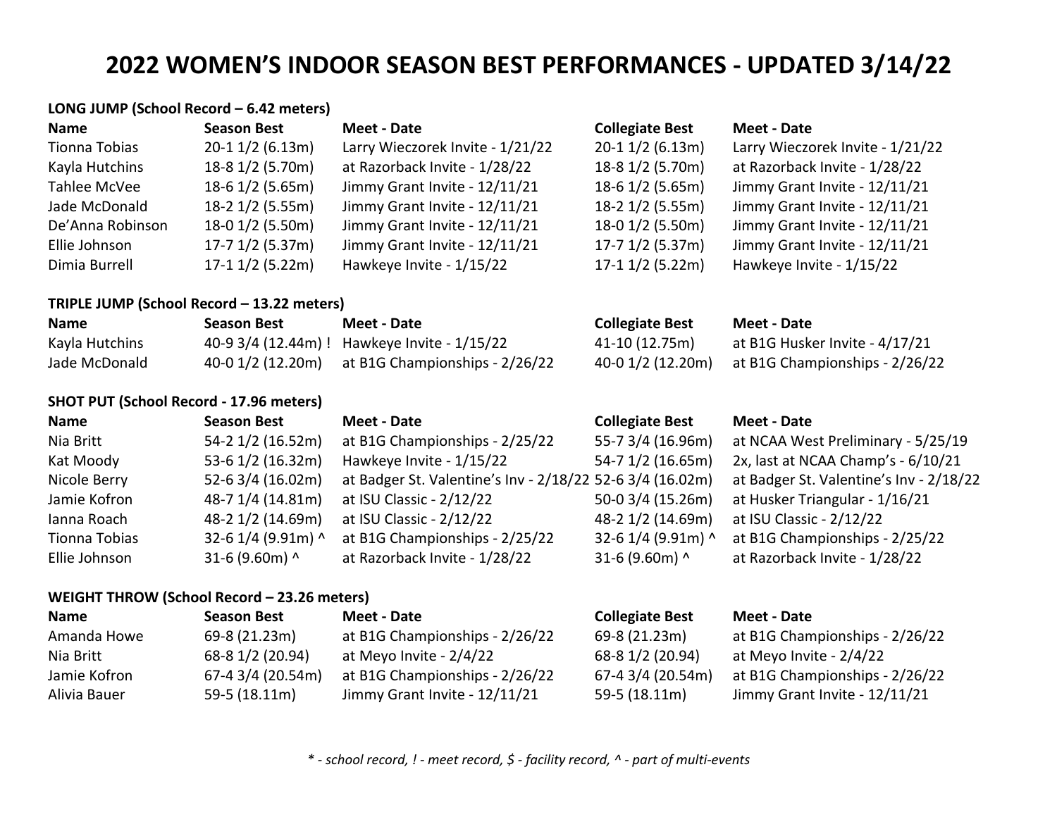# 2022 WOMEN'S INDOOR SEASON BEST PERFORMANCES - UPDATED 3/14/22

**LONG JUMP (School Record – 6.42 meters)**

| Name | Season Best | Meet - Date | Collegiate Best | Meet - Date |
|---|---|---|---|---|
| Tionna Tobias | 20-1 1/2 (6.13m) | Larry Wieczorek Invite - 1/21/22 | 20-1 1/2 (6.13m) | Larry Wieczorek Invite - 1/21/22 |
| Kayla Hutchins | 18-8 1/2 (5.70m) | at Razorback Invite - 1/28/22 | 18-8 1/2 (5.70m) | at Razorback Invite - 1/28/22 |
| Tahlee McVee | 18-6 1/2 (5.65m) | Jimmy Grant Invite - 12/11/21 | 18-6 1/2 (5.65m) | Jimmy Grant Invite - 12/11/21 |
| Jade McDonald | 18-2 1/2 (5.55m) | Jimmy Grant Invite - 12/11/21 | 18-2 1/2 (5.55m) | Jimmy Grant Invite - 12/11/21 |
| De'Anna Robinson | 18-0 1/2 (5.50m) | Jimmy Grant Invite - 12/11/21 | 18-0 1/2 (5.50m) | Jimmy Grant Invite - 12/11/21 |
| Ellie Johnson | 17-7 1/2 (5.37m) | Jimmy Grant Invite - 12/11/21 | 17-7 1/2 (5.37m) | Jimmy Grant Invite - 12/11/21 |
| Dimia Burrell | 17-1 1/2 (5.22m) | Hawkeye Invite - 1/15/22 | 17-1 1/2 (5.22m) | Hawkeye Invite - 1/15/22 |

**TRIPLE JUMP (School Record – 13.22 meters)**

| Name | Season Best | Meet - Date | Collegiate Best | Meet - Date |
|---|---|---|---|---|
| Kayla Hutchins | 40-9 3/4 (12.44m) ! | Hawkeye Invite - 1/15/22 | 41-10 (12.75m) | at B1G Husker Invite - 4/17/21 |
| Jade McDonald | 40-0 1/2 (12.20m) | at B1G Championships - 2/26/22 | 40-0 1/2 (12.20m) | at B1G Championships - 2/26/22 |

**SHOT PUT (School Record - 17.96 meters)**

| Name | Season Best | Meet - Date | Collegiate Best | Meet - Date |
|---|---|---|---|---|
| Nia Britt | 54-2 1/2 (16.52m) | at B1G Championships - 2/25/22 | 55-7 3/4 (16.96m) | at NCAA West Preliminary - 5/25/19 |
| Kat Moody | 53-6 1/2 (16.32m) | Hawkeye Invite - 1/15/22 | 54-7 1/2 (16.65m) | 2x, last at NCAA Champ's - 6/10/21 |
| Nicole Berry | 52-6 3/4 (16.02m) | at Badger St. Valentine's Inv - 2/18/22 | 52-6 3/4 (16.02m) | at Badger St. Valentine's Inv - 2/18/22 |
| Jamie Kofron | 48-7 1/4 (14.81m) | at ISU Classic - 2/12/22 | 50-0 3/4 (15.26m) | at Husker Triangular - 1/16/21 |
| Ianna Roach | 48-2 1/2 (14.69m) | at ISU Classic - 2/12/22 | 48-2 1/2 (14.69m) | at ISU Classic - 2/12/22 |
| Tionna Tobias | 32-6 1/4 (9.91m) ^ | at B1G Championships - 2/25/22 | 32-6 1/4 (9.91m) ^ | at B1G Championships - 2/25/22 |
| Ellie Johnson | 31-6 (9.60m) ^ | at Razorback Invite - 1/28/22 | 31-6 (9.60m) ^ | at Razorback Invite - 1/28/22 |

**WEIGHT THROW (School Record – 23.26 meters)**

| Name | Season Best | Meet - Date | Collegiate Best | Meet - Date |
|---|---|---|---|---|
| Amanda Howe | 69-8 (21.23m) | at B1G Championships - 2/26/22 | 69-8 (21.23m) | at B1G Championships - 2/26/22 |
| Nia Britt | 68-8 1/2 (20.94) | at Meyo Invite - 2/4/22 | 68-8 1/2 (20.94) | at Meyo Invite - 2/4/22 |
| Jamie Kofron | 67-4 3/4 (20.54m) | at B1G Championships - 2/26/22 | 67-4 3/4 (20.54m) | at B1G Championships - 2/26/22 |
| Alivia Bauer | 59-5 (18.11m) | Jimmy Grant Invite - 12/11/21 | 59-5 (18.11m) | Jimmy Grant Invite - 12/11/21 |

*\* - school record, ! - meet record, $ - facility record, ^ - part of multi-events*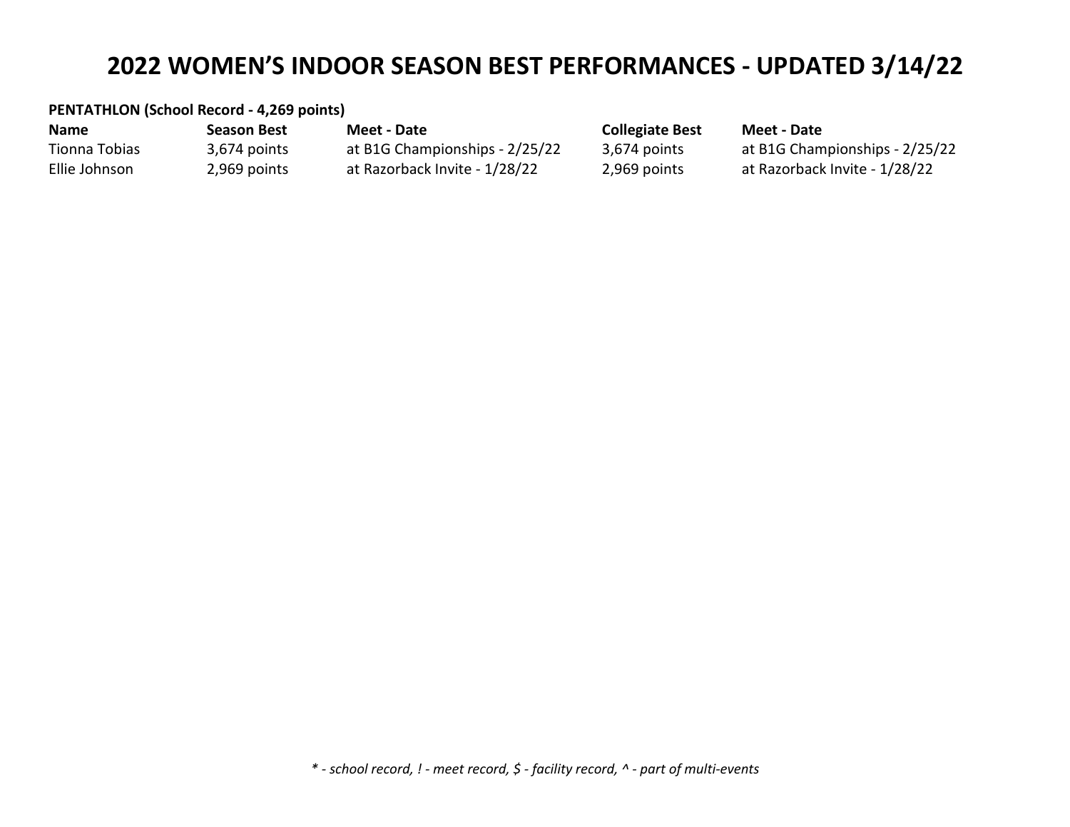# 2022 WOMEN'S INDOOR SEASON BEST PERFORMANCES - UPDATED 3/14/22

**PENTATHLON (School Record - 4,269 points)**

| Name | Season Best | Meet - Date | Collegiate Best | Meet - Date |
|---|---|---|---|---|
| Tionna Tobias | 3,674 points | at B1G Championships - 2/25/22 | 3,674 points | at B1G Championships - 2/25/22 |
| Ellie Johnson | 2,969 points | at Razorback Invite - 1/28/22 | 2,969 points | at Razorback Invite - 1/28/22 |

*\* - school record, ! - meet record, $ - facility record, ^ - part of multi-events*